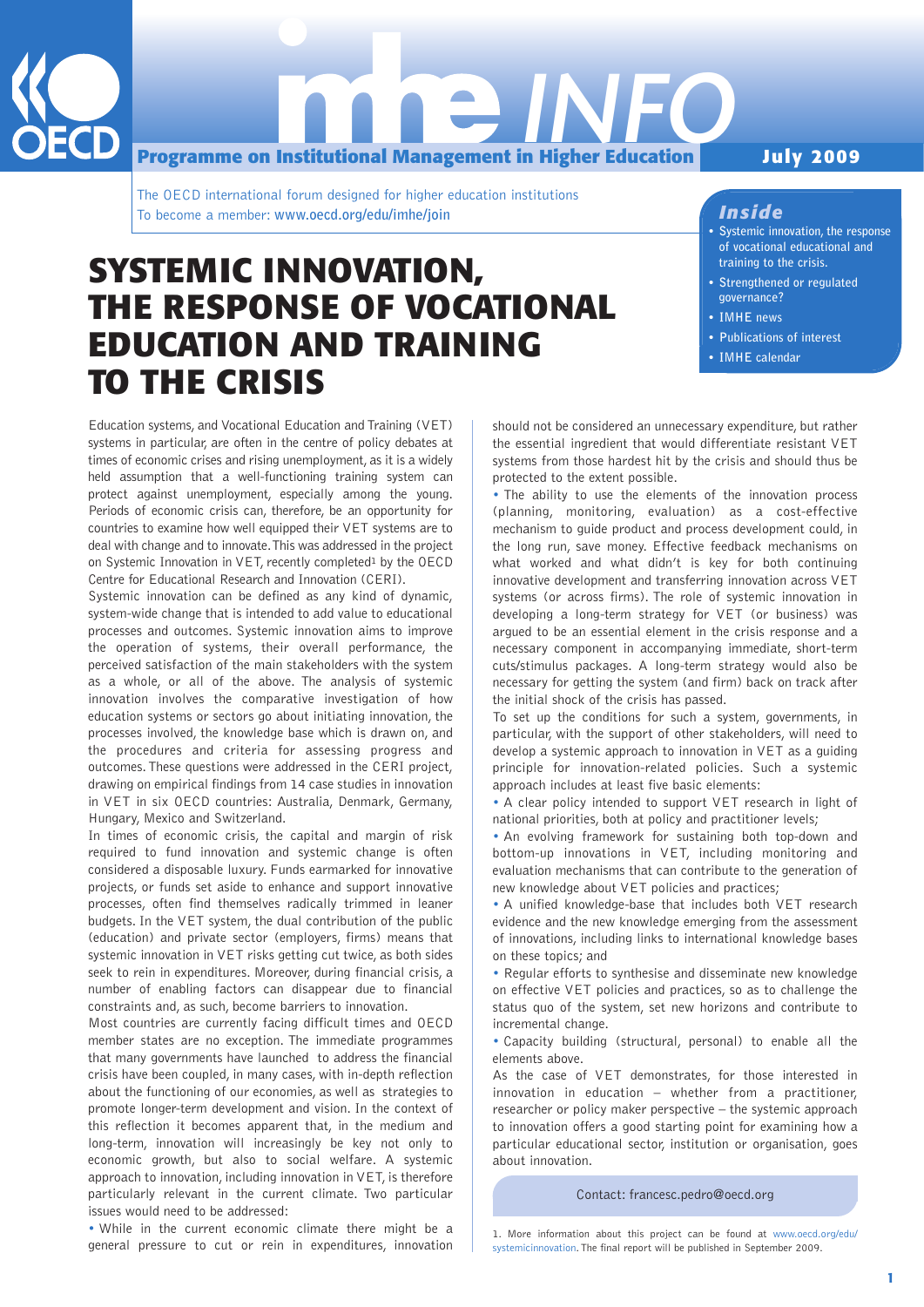# imhe INFO

**Programme on Institutional Management in Higher Education**

**July 2009**

The OECD international forum designed for higher education institutions
To become a member: **www.oecd.org/edu/imhe/join**

***Inside***

- Systemic innovation, the response of vocational educational and training to the crisis.
- Strengthened or regulated governance?
- IMHE news
- Publications of interest
- IMHE calendar

# SYSTEMIC INNOVATION, THE RESPONSE OF VOCATIONAL EDUCATION AND TRAINING TO THE CRISIS

Education systems, and Vocational Education and Training (VET) systems in particular, are often in the centre of policy debates at times of economic crises and rising unemployment, as it is a widely held assumption that a well-functioning training system can protect against unemployment, especially among the young. Periods of economic crisis can, therefore, be an opportunity for countries to examine how well equipped their VET systems are to deal with change and to innovate. This was addressed in the project on Systemic Innovation in VET, recently completed[1] by the OECD Centre for Educational Research and Innovation (CERI).

Systemic innovation can be defined as any kind of dynamic, system-wide change that is intended to add value to educational processes and outcomes. Systemic innovation aims to improve the operation of systems, their overall performance, the perceived satisfaction of the main stakeholders with the system as a whole, or all of the above. The analysis of systemic innovation involves the comparative investigation of how education systems or sectors go about initiating innovation, the processes involved, the knowledge base which is drawn on, and the procedures and criteria for assessing progress and outcomes. These questions were addressed in the CERI project, drawing on empirical findings from 14 case studies in innovation in VET in six OECD countries: Australia, Denmark, Germany, Hungary, Mexico and Switzerland.

In times of economic crisis, the capital and margin of risk required to fund innovation and systemic change is often considered a disposable luxury. Funds earmarked for innovative projects, or funds set aside to enhance and support innovative processes, often find themselves radically trimmed in leaner budgets. In the VET system, the dual contribution of the public (education) and private sector (employers, firms) means that systemic innovation in VET risks getting cut twice, as both sides seek to rein in expenditures. Moreover, during financial crisis, a number of enabling factors can disappear due to financial constraints and, as such, become barriers to innovation.

Most countries are currently facing difficult times and OECD member states are no exception. The immediate programmes that many governments have launched to address the financial crisis have been coupled, in many cases, with in-depth reflection about the functioning of our economies, as well as strategies to promote longer-term development and vision. In the context of this reflection it becomes apparent that, in the medium and long-term, innovation will increasingly be key not only to economic growth, but also to social welfare. A systemic approach to innovation, including innovation in VET, is therefore particularly relevant in the current climate. Two particular issues would need to be addressed:

- While in the current economic climate there might be a general pressure to cut or rein in expenditures, innovation should not be considered an unnecessary expenditure, but rather the essential ingredient that would differentiate resistant VET systems from those hardest hit by the crisis and should thus be protected to the extent possible.
- The ability to use the elements of the innovation process (planning, monitoring, evaluation) as a cost-effective mechanism to guide product and process development could, in the long run, save money. Effective feedback mechanisms on what worked and what didn't is key for both continuing innovative development and transferring innovation across VET systems (or across firms). The role of systemic innovation in developing a long-term strategy for VET (or business) was argued to be an essential element in the crisis response and a necessary component in accompanying immediate, short-term cuts/stimulus packages. A long-term strategy would also be necessary for getting the system (and firm) back on track after the initial shock of the crisis has passed.

To set up the conditions for such a system, governments, in particular, with the support of other stakeholders, will need to develop a systemic approach to innovation in VET as a guiding principle for innovation-related policies. Such a systemic approach includes at least five basic elements:

- A clear policy intended to support VET research in light of national priorities, both at policy and practitioner levels;
- An evolving framework for sustaining both top-down and bottom-up innovations in VET, including monitoring and evaluation mechanisms that can contribute to the generation of new knowledge about VET policies and practices;
- A unified knowledge-base that includes both VET research evidence and the new knowledge emerging from the assessment of innovations, including links to international knowledge bases on these topics; and
- Regular efforts to synthesise and disseminate new knowledge on effective VET policies and practices, so as to challenge the status quo of the system, set new horizons and contribute to incremental change.
- Capacity building (structural, personal) to enable all the elements above.

As the case of VET demonstrates, for those interested in innovation in education – whether from a practitioner, researcher or policy maker perspective – the systemic approach to innovation offers a good starting point for examining how a particular educational sector, institution or organisation, goes about innovation.

Contact: francesc.pedro@oecd.org

1. More information about this project can be found at www.oecd.org/edu/systemicinnovation. The final report will be published in September 2009.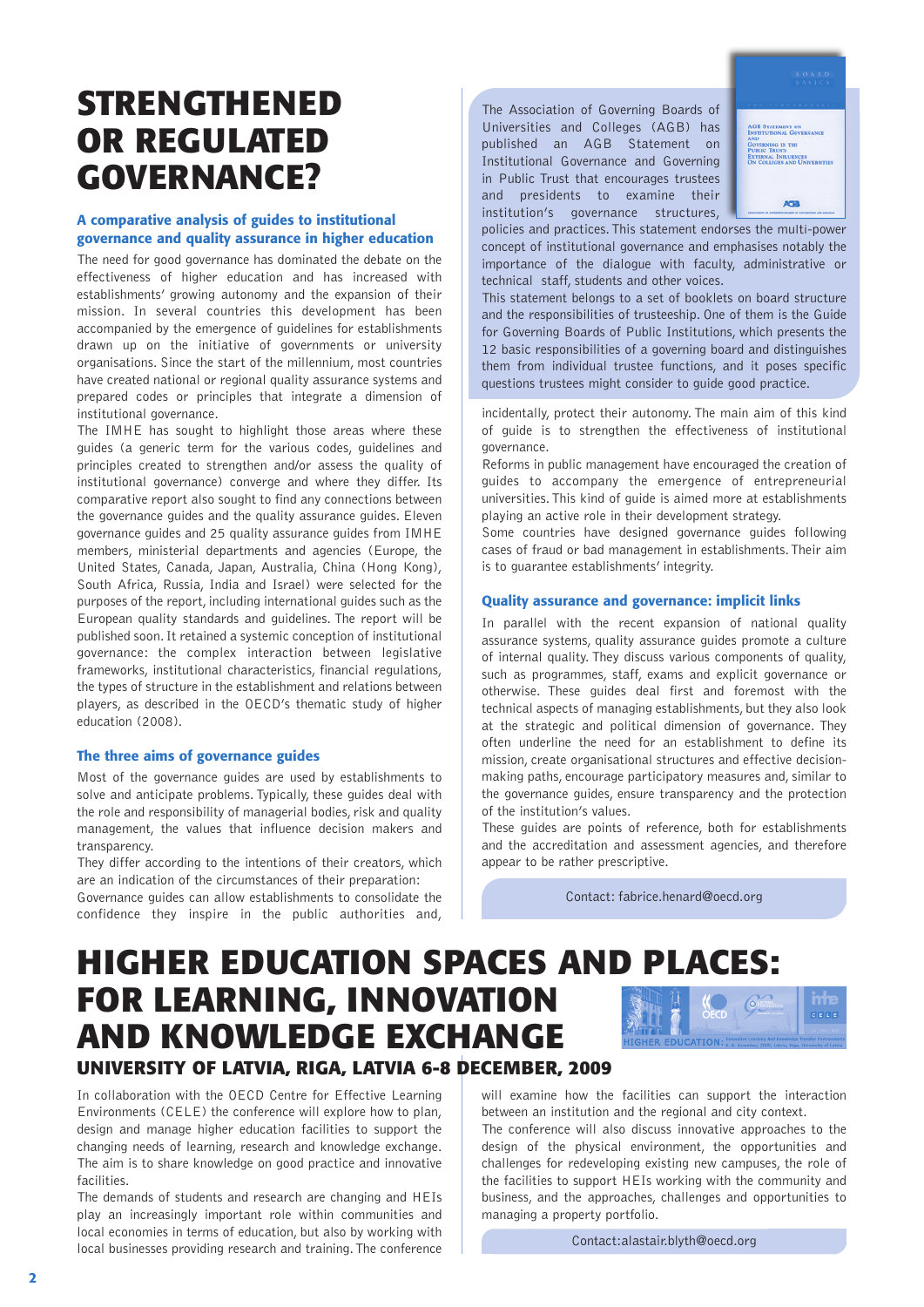# STRENGTHENED OR REGULATED GOVERNANCE?

### A comparative analysis of guides to institutional governance and quality assurance in higher education

The need for good governance has dominated the debate on the effectiveness of higher education and has increased with establishments' growing autonomy and the expansion of their mission. In several countries this development has been accompanied by the emergence of guidelines for establishments drawn up on the initiative of governments or university organisations. Since the start of the millennium, most countries have created national or regional quality assurance systems and prepared codes or principles that integrate a dimension of institutional governance.

The IMHE has sought to highlight those areas where these guides (a generic term for the various codes, guidelines and principles created to strengthen and/or assess the quality of institutional governance) converge and where they differ. Its comparative report also sought to find any connections between the governance guides and the quality assurance guides. Eleven governance guides and 25 quality assurance guides from IMHE members, ministerial departments and agencies (Europe, the United States, Canada, Japan, Australia, China (Hong Kong), South Africa, Russia, India and Israel) were selected for the purposes of the report, including international guides such as the European quality standards and guidelines. The report will be published soon. It retained a systemic conception of institutional governance: the complex interaction between legislative frameworks, institutional characteristics, financial regulations, the types of structure in the establishment and relations between players, as described in the OECD's thematic study of higher education (2008).

### The three aims of governance guides

Most of the governance guides are used by establishments to solve and anticipate problems. Typically, these guides deal with the role and responsibility of managerial bodies, risk and quality management, the values that influence decision makers and transparency.

They differ according to the intentions of their creators, which are an indication of the circumstances of their preparation:

Governance guides can allow establishments to consolidate the confidence they inspire in the public authorities and, incidentally, protect their autonomy. The main aim of this kind of guide is to strengthen the effectiveness of institutional governance.

Reforms in public management have encouraged the creation of guides to accompany the emergence of entrepreneurial universities. This kind of guide is aimed more at establishments playing an active role in their development strategy.

Some countries have designed governance guides following cases of fraud or bad management in establishments. Their aim is to guarantee establishments' integrity.

The Association of Governing Boards of Universities and Colleges (AGB) has published an AGB Statement on Institutional Governance and Governing in Public Trust that encourages trustees and presidents to examine their institution's governance structures, policies and practices. This statement endorses the multi-power concept of institutional governance and emphasises notably the importance of the dialogue with faculty, administrative or technical staff, students and other voices.

This statement belongs to a set of booklets on board structure and the responsibilities of trusteeship. One of them is the Guide for Governing Boards of Public Institutions, which presents the 12 basic responsibilities of a governing board and distinguishes them from individual trustee functions, and it poses specific questions trustees might consider to guide good practice.

### Quality assurance and governance: implicit links

In parallel with the recent expansion of national quality assurance systems, quality assurance guides promote a culture of internal quality. They discuss various components of quality, such as programmes, staff, exams and explicit governance or otherwise. These guides deal first and foremost with the technical aspects of managing establishments, but they also look at the strategic and political dimension of governance. They often underline the need for an establishment to define its mission, create organisational structures and effective decision-making paths, encourage participatory measures and, similar to the governance guides, ensure transparency and the protection of the institution's values.

These guides are points of reference, both for establishments and the accreditation and assessment agencies, and therefore appear to be rather prescriptive.

Contact: fabrice.henard@oecd.org

# HIGHER EDUCATION SPACES AND PLACES: FOR LEARNING, INNOVATION AND KNOWLEDGE EXCHANGE

## UNIVERSITY OF LATVIA, RIGA, LATVIA 6-8 DECEMBER, 2009

In collaboration with the OECD Centre for Effective Learning Environments (CELE) the conference will explore how to plan, design and manage higher education facilities to support the changing needs of learning, research and knowledge exchange. The aim is to share knowledge on good practice and innovative facilities.

The demands of students and research are changing and HEIs play an increasingly important role within communities and local economies in terms of education, but also by working with local businesses providing research and training. The conference will examine how the facilities can support the interaction between an institution and the regional and city context.

The conference will also discuss innovative approaches to the design of the physical environment, the opportunities and challenges for redeveloping existing new campuses, the role of the facilities to support HEIs working with the community and business, and the approaches, challenges and opportunities to managing a property portfolio.

Contact:alastair.blyth@oecd.org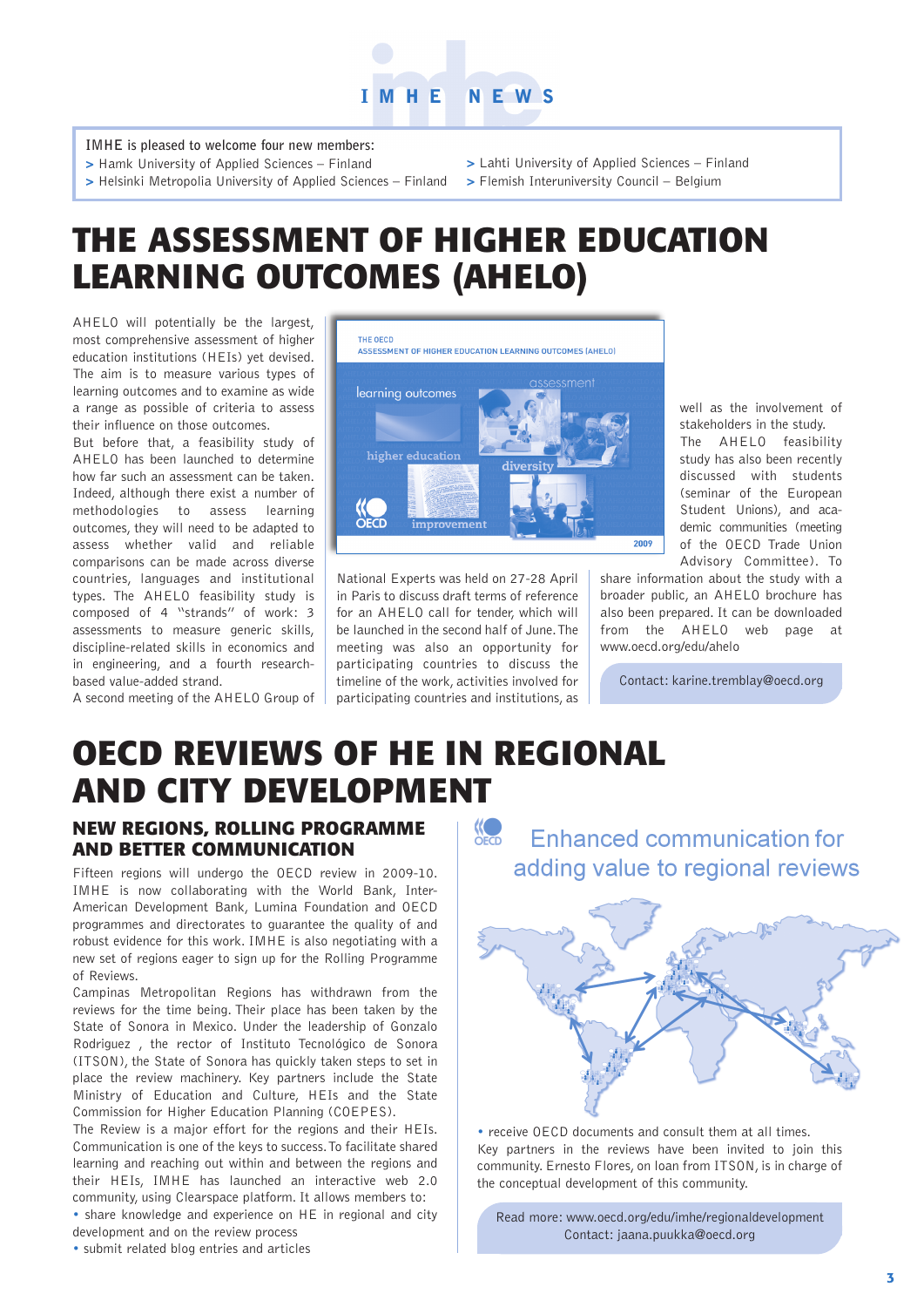# IMHE NEWS

IMHE is pleased to welcome four new members:

- Hamk University of Applied Sciences – Finland
- Helsinki Metropolia University of Applied Sciences – Finland
- Lahti University of Applied Sciences – Finland
- Flemish Interuniversity Council – Belgium

# THE ASSESSMENT OF HIGHER EDUCATION LEARNING OUTCOMES (AHELO)

AHELO will potentially be the largest, most comprehensive assessment of higher education institutions (HEIs) yet devised. The aim is to measure various types of learning outcomes and to examine as wide a range as possible of criteria to assess their influence on those outcomes.

But before that, a feasibility study of AHELO has been launched to determine how far such an assessment can be taken. Indeed, although there exist a number of methodologies to assess learning outcomes, they will need to be adapted to assess whether valid and reliable comparisons can be made across diverse countries, languages and institutional types. The AHELO feasibility study is composed of 4 "strands" of work: 3 assessments to measure generic skills, discipline-related skills in economics and in engineering, and a fourth research-based value-added strand.

A second meeting of the AHELO Group of National Experts was held on 27-28 April in Paris to discuss draft terms of reference for an AHELO call for tender, which will be launched in the second half of June. The meeting was also an opportunity for participating countries to discuss the timeline of the work, activities involved for participating countries and institutions, as well as the involvement of stakeholders in the study.

The AHELO feasibility study has also been recently discussed with students (seminar of the European Student Unions), and academic communities (meeting of the OECD Trade Union Advisory Committee). To share information about the study with a broader public, an AHELO brochure has also been prepared. It can be downloaded from the AHELO web page at www.oecd.org/edu/ahelo

Contact: karine.tremblay@oecd.org

# OECD REVIEWS OF HE IN REGIONAL AND CITY DEVELOPMENT

## NEW REGIONS, ROLLING PROGRAMME AND BETTER COMMUNICATION

Fifteen regions will undergo the OECD review in 2009-10. IMHE is now collaborating with the World Bank, Inter-American Development Bank, Lumina Foundation and OECD programmes and directorates to guarantee the quality of and robust evidence for this work. IMHE is also negotiating with a new set of regions eager to sign up for the Rolling Programme of Reviews.

Campinas Metropolitan Regions has withdrawn from the reviews for the time being. Their place has been taken by the State of Sonora in Mexico. Under the leadership of Gonzalo Rodriguez , the rector of Instituto Tecnológico de Sonora (ITSON), the State of Sonora has quickly taken steps to set in place the review machinery. Key partners include the State Ministry of Education and Culture, HEIs and the State Commission for Higher Education Planning (COEPES).

The Review is a major effort for the regions and their HEIs. Communication is one of the keys to success. To facilitate shared learning and reaching out within and between the regions and their HEIs, IMHE has launched an interactive web 2.0 community, using Clearspace platform. It allows members to:

- share knowledge and experience on HE in regional and city development and on the review process
- submit related blog entries and articles
- receive OECD documents and consult them at all times.

Key partners in the reviews have been invited to join this community. Ernesto Flores, on loan from ITSON, is in charge of the conceptual development of this community.

Read more: www.oecd.org/edu/imhe/regionaldevelopment
Contact: jaana.puukka@oecd.org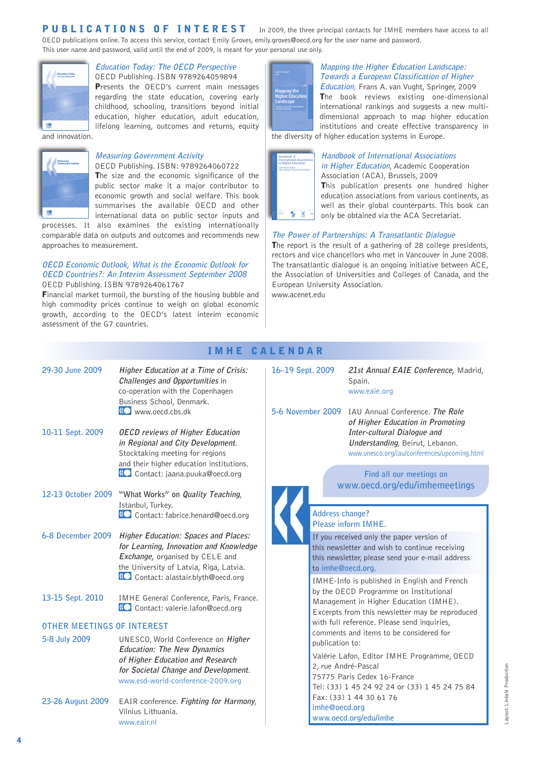## PUBLICATIONS OF INTEREST

In 2009, the three principal contacts for IMHE members have access to all OECD publications online. To access this service, contact Emily Groves, emily.groves@oecd.org for the user name and password. This user name and password, valid until the end of 2009, is meant for your personal use only.

*Education Today: The OECD Perspective*
OECD Publishing. ISBN 9789264059894
**P**resents the OECD's current main messages regarding the state education, covering early childhood, schooling, transitions beyond initial education, higher education, adult education, lifelong learning, outcomes and returns, equity and innovation.

*Measuring Government Activity*
OECD Publishing. ISBN: 9789264060722
**T**he size and the economic significance of the public sector make it a major contributor to economic growth and social welfare. This book summarises the available OECD and other international data on public sector inputs and processes. It also examines the existing internationally comparable data on outputs and outcomes and recommends new approaches to measurement.

*OECD Economic Outlook, What is the Economic Outlook for OECD Countries?: An Interim Assessment September 2008*
OECD Publishing. ISBN 9789264061767
**F**inancial market turmoil, the bursting of the housing bubble and high commodity prices continue to weigh on global economic growth, according to the OECD's latest interim economic assessment of the G7 countries.

*Mapping the Higher Education Landscape: Towards a European Classification of Higher Education,* Frans A. van Vught, Springer, 2009
**T**he book reviews existing one-dimensional international rankings and suggests a new multi-dimensional approach to map higher education institutions and create effective transparency in the diversity of higher education systems in Europe.

*Handbook of International Associations in Higher Education*, Academic Cooperation Association (ACA), Brussels, 2009
**T**his publication presents one hundred higher education associations from various continents, as well as their global counterparts. This book can only be obtained via the ACA Secretariat.

*The Power of Partnerships: A Transatlantic Dialogue*
**T**he report is the result of a gathering of 28 college presidents, rectors and vice chancellors who met in Vancouver in June 2008. The transatlantic dialogue is an ongoing initiative between ACE, the Association of Universities and Colleges of Canada, and the European University Association.
www.acenet.edu

## IMHE CALENDAR

**29-30 June 2009**
***Higher Education at a Time of Crisis: Challenges and Opportunities*** in co-operation with the Copenhagen Business School, Denmark.
www.oecd.cbs.dk

**10-11 Sept. 2009**
***OECD reviews of Higher Education in Regional and City Development.*** Stocktaking meeting for regions and their higher education institutions.
Contact: jaana.puuka@oecd.org

**12-13 October 2009**
**"What Works" on *Quality Teaching*,** Istanbul, Turkey.
Contact: fabrice.henard@oecd.org

**6-8 December 2009**
***Higher Education: Spaces and Places: for Learning, Innovation and Knowledge Exchange,*** organised by CELE and the University of Latvia, Riga, Latvia.
Contact: alastair.blyth@oecd.org

**13-15 Sept. 2010**
IMHE General Conference, Paris, France.
Contact: valerie.lafon@oecd.org

### OTHER MEETINGS OF INTEREST

**5-8 July 2009**
UNESCO, World Conference on ***Higher Education: The New Dynamics of Higher Education and Research for Societal Change and Development.***
www.esd-world-conference-2009.org

**23-26 August 2009**
EAIR conference. ***Fighting for Harmony,*** Vilnius Lithuania.
www.eair.nl

**16–19 Sept. 2009**
***21st Annual EAIE Conference,*** Madrid, Spain.
www.eaie.org

**5-6 November 2009**
IAU Annual Conference. ***The Role of Higher Education in Promoting Inter-cultural Dialogue and Understanding***, Beirut, Lebanon.
www.unesco.org/iau/conferences/upcoming.html

Find all our meetings on
www.oecd.org/edu/imhemeetings

**Address change? Please inform IMHE.**

If you received only the paper version of this newsletter and wish to continue receiving this newsletter, please send your e-mail address to imhe@oecd.org.

IMHE-Info is published in English and French by the OECD Programme on Institutional Management in Higher Education (IMHE). Excerpts from this newsletter may be reproduced with full reference. Please send inquiries, comments and items to be considered for publication to:

Valérie Lafon, Editor IMHE Programme, OECD
2, rue André-Pascal
75775 Paris Cedex 16-France
Tel: (33) 1 45 24 92 24 or (33) 1 45 24 75 84
Fax: (33) 1 44 30 61 76
imhe@oecd.org
www.oecd.org/edu/imhe

Layout: Linéale Production